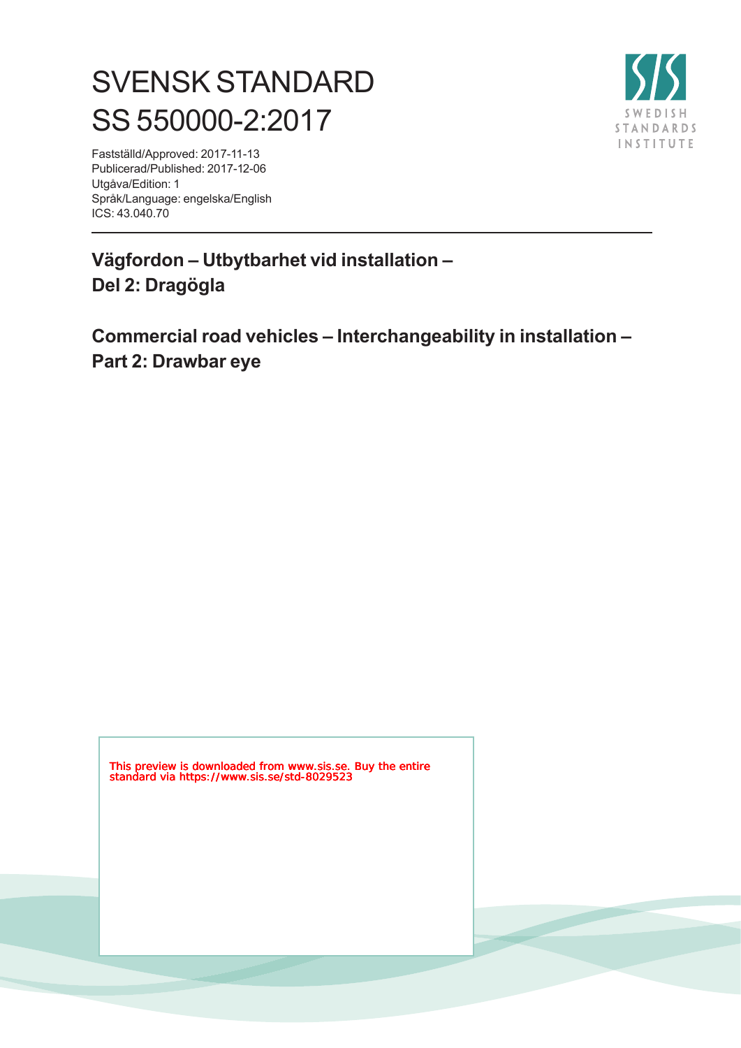# SVENSK STANDARD
# SS 550000-2:2017

Fastställd/Approved: 2017-11-13
Publicerad/Published: 2017-12-06
Utgåva/Edition: 1
Språk/Language: engelska/English
ICS: 43.040.70

## Vägfordon – Utbytbarhet vid installation – Del 2: Dragögla

## Commercial road vehicles – Interchangeability in installation – Part 2: Drawbar eye

This preview is downloaded from www.sis.se. Buy the entire standard via https://www.sis.se/std-8029523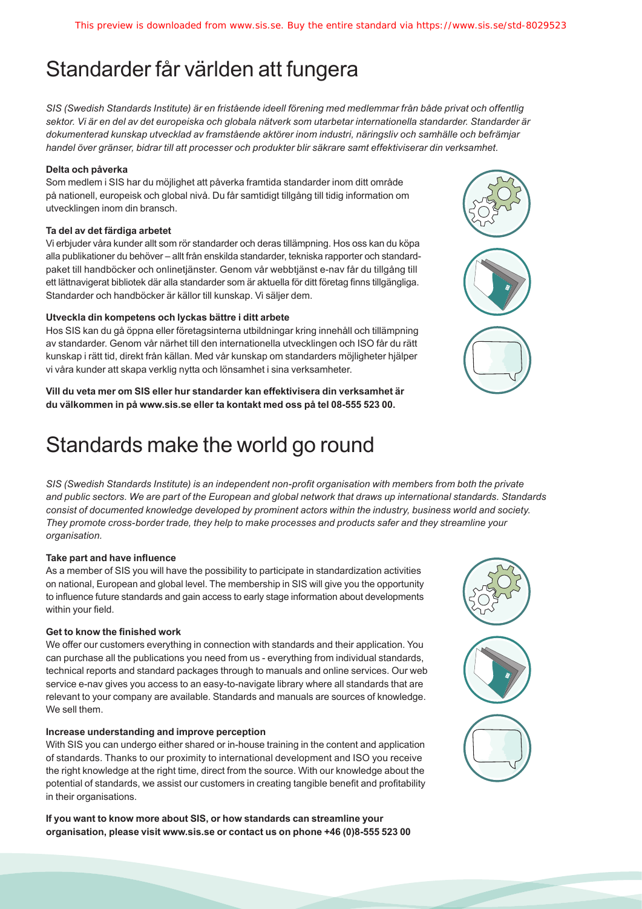# Standarder får världen att fungera

*SIS (Swedish Standards Institute) är en fristående ideell förening med medlemmar från både privat och offentlig sektor. Vi är en del av det europeiska och globala nätverk som utarbetar internationella standarder. Standarder är dokumenterad kunskap utvecklad av framstående aktörer inom industri, näringsliv och samhälle och befrämjar handel över gränser, bidrar till att processer och produkter blir säkrare samt effektiviserar din verksamhet.*

**Delta och påverka**

Som medlem i SIS har du möjlighet att påverka framtida standarder inom ditt område på nationell, europeisk och global nivå. Du får samtidigt tillgång till tidig information om utvecklingen inom din bransch.

**Ta del av det färdiga arbetet**

Vi erbjuder våra kunder allt som rör standarder och deras tillämpning. Hos oss kan du köpa alla publikationer du behöver – allt från enskilda standarder, tekniska rapporter och standardpaket till handböcker och onlinetjänster. Genom vår webbtjänst e-nav får du tillgång till ett lättnavigerat bibliotek där alla standarder som är aktuella för ditt företag finns tillgängliga. Standarder och handböcker är källor till kunskap. Vi säljer dem.

**Utveckla din kompetens och lyckas bättre i ditt arbete**

Hos SIS kan du gå öppna eller företagsinterna utbildningar kring innehåll och tillämpning av standarder. Genom vår närhet till den internationella utvecklingen och ISO får du rätt kunskap i rätt tid, direkt från källan. Med vår kunskap om standarders möjligheter hjälper vi våra kunder att skapa verklig nytta och lönsamhet i sina verksamheter.

**Vill du veta mer om SIS eller hur standarder kan effektivisera din verksamhet är du välkommen in på www.sis.se eller ta kontakt med oss på tel 08-555 523 00.**

# Standards make the world go round

*SIS (Swedish Standards Institute) is an independent non-profit organisation with members from both the private and public sectors. We are part of the European and global network that draws up international standards. Standards consist of documented knowledge developed by prominent actors within the industry, business world and society. They promote cross-border trade, they help to make processes and products safer and they streamline your organisation.*

**Take part and have influence**

As a member of SIS you will have the possibility to participate in standardization activities on national, European and global level. The membership in SIS will give you the opportunity to influence future standards and gain access to early stage information about developments within your field.

**Get to know the finished work**

We offer our customers everything in connection with standards and their application. You can purchase all the publications you need from us - everything from individual standards, technical reports and standard packages through to manuals and online services. Our web service e-nav gives you access to an easy-to-navigate library where all standards that are relevant to your company are available. Standards and manuals are sources of knowledge. We sell them.

**Increase understanding and improve perception**

With SIS you can undergo either shared or in-house training in the content and application of standards. Thanks to our proximity to international development and ISO you receive the right knowledge at the right time, direct from the source. With our knowledge about the potential of standards, we assist our customers in creating tangible benefit and profitability in their organisations.

**If you want to know more about SIS, or how standards can streamline your organisation, please visit www.sis.se or contact us on phone +46 (0)8-555 523 00**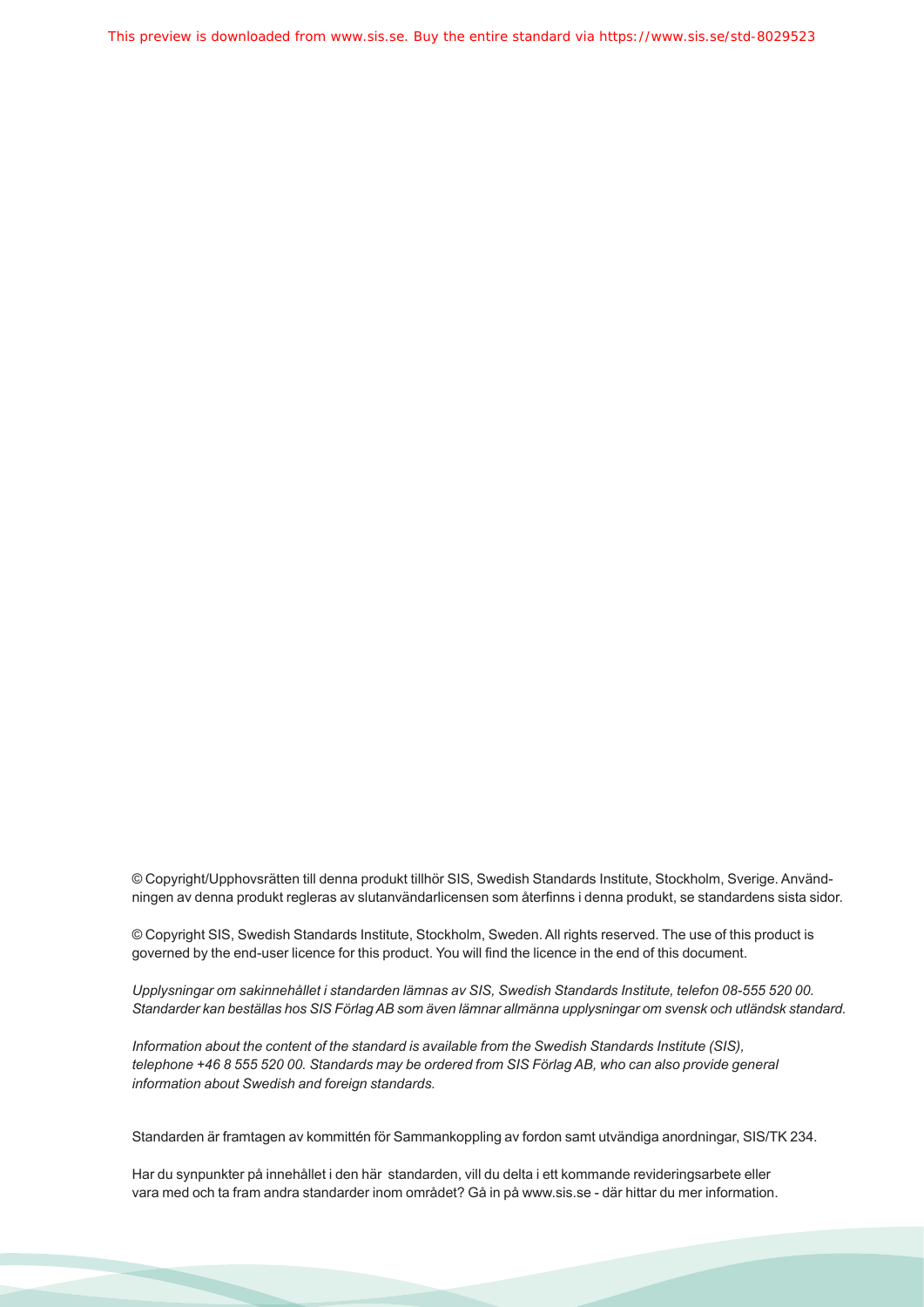© Copyright/Upphovsrätten till denna produkt tillhör SIS, Swedish Standards Institute, Stockholm, Sverige. Användningen av denna produkt regleras av slutanvändarlicensen som återfinns i denna produkt, se standardens sista sidor.

© Copyright SIS, Swedish Standards Institute, Stockholm, Sweden. All rights reserved. The use of this product is governed by the end-user licence for this product. You will find the licence in the end of this document.

*Upplysningar om sakinnehållet i standarden lämnas av SIS, Swedish Standards Institute, telefon 08-555 520 00. Standarder kan beställas hos SIS Förlag AB som även lämnar allmänna upplysningar om svensk och utländsk standard.*

*Information about the content of the standard is available from the Swedish Standards Institute (SIS), telephone +46 8 555 520 00. Standards may be ordered from SIS Förlag AB, who can also provide general information about Swedish and foreign standards.*

Standarden är framtagen av kommittén för Sammankoppling av fordon samt utvändiga anordningar, SIS/TK 234.

Har du synpunkter på innehållet i den här standarden, vill du delta i ett kommande revideringsarbete eller vara med och ta fram andra standarder inom området? Gå in på www.sis.se - där hittar du mer information.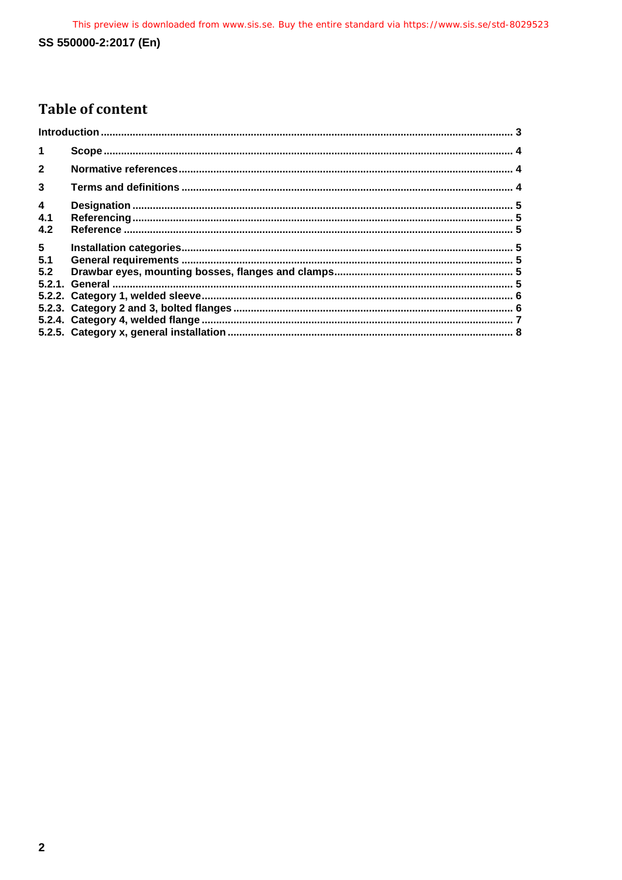# Table of content

| | | |
|---|---|---|
| Introduction | | 3 |
| 1 | Scope | 4 |
| 2 | Normative references | 4 |
| 3 | Terms and definitions | 4 |
| 4 | Designation | 5 |
| 4.1 | Referencing | 5 |
| 4.2 | Reference | 5 |
| 5 | Installation categories | 5 |
| 5.1 | General requirements | 5 |
| 5.2 | Drawbar eyes, mounting bosses, flanges and clamps | 5 |
| 5.2.1. | General | 5 |
| 5.2.2. | Category 1, welded sleeve | 6 |
| 5.2.3. | Category 2 and 3, bolted flanges | 6 |
| 5.2.4. | Category 4, welded flange | 7 |
| 5.2.5. | Category x, general installation | 8 |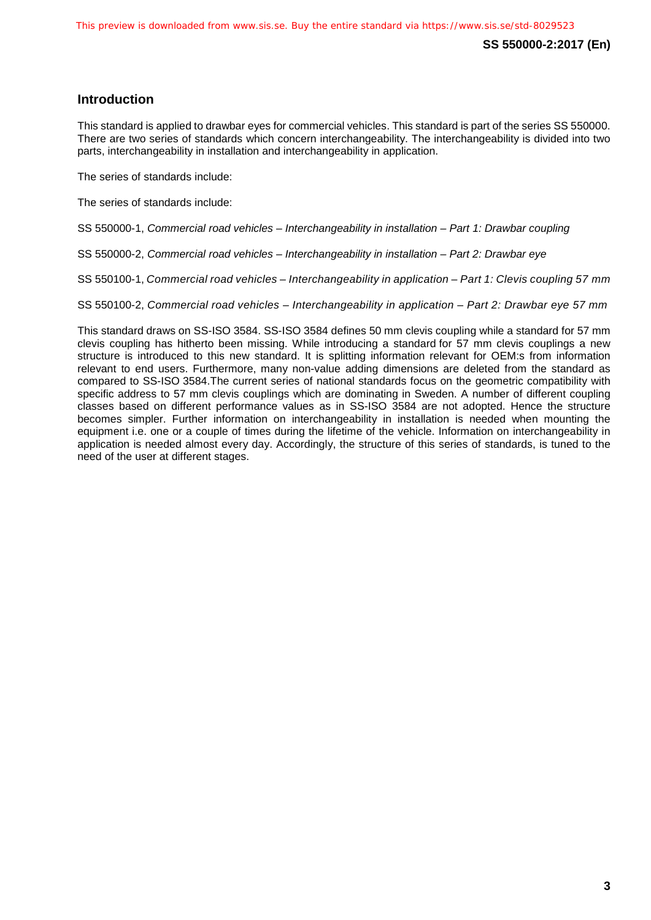## Introduction

This standard is applied to drawbar eyes for commercial vehicles. This standard is part of the series SS 550000. There are two series of standards which concern interchangeability. The interchangeability is divided into two parts, interchangeability in installation and interchangeability in application.

The series of standards include:

The series of standards include:

SS 550000-1, *Commercial road vehicles – Interchangeability in installation – Part 1: Drawbar coupling*

SS 550000-2, *Commercial road vehicles – Interchangeability in installation – Part 2: Drawbar eye*

SS 550100-1, *Commercial road vehicles – Interchangeability in application – Part 1: Clevis coupling 57 mm*

SS 550100-2, *Commercial road vehicles – Interchangeability in application – Part 2: Drawbar eye 57 mm*

This standard draws on SS-ISO 3584. SS-ISO 3584 defines 50 mm clevis coupling while a standard for 57 mm clevis coupling has hitherto been missing. While introducing a standard for 57 mm clevis couplings a new structure is introduced to this new standard. It is splitting information relevant for OEM:s from information relevant to end users. Furthermore, many non-value adding dimensions are deleted from the standard as compared to SS-ISO 3584.The current series of national standards focus on the geometric compatibility with specific address to 57 mm clevis couplings which are dominating in Sweden. A number of different coupling classes based on different performance values as in SS-ISO 3584 are not adopted. Hence the structure becomes simpler. Further information on interchangeability in installation is needed when mounting the equipment i.e. one or a couple of times during the lifetime of the vehicle. Information on interchangeability in application is needed almost every day. Accordingly, the structure of this series of standards, is tuned to the need of the user at different stages.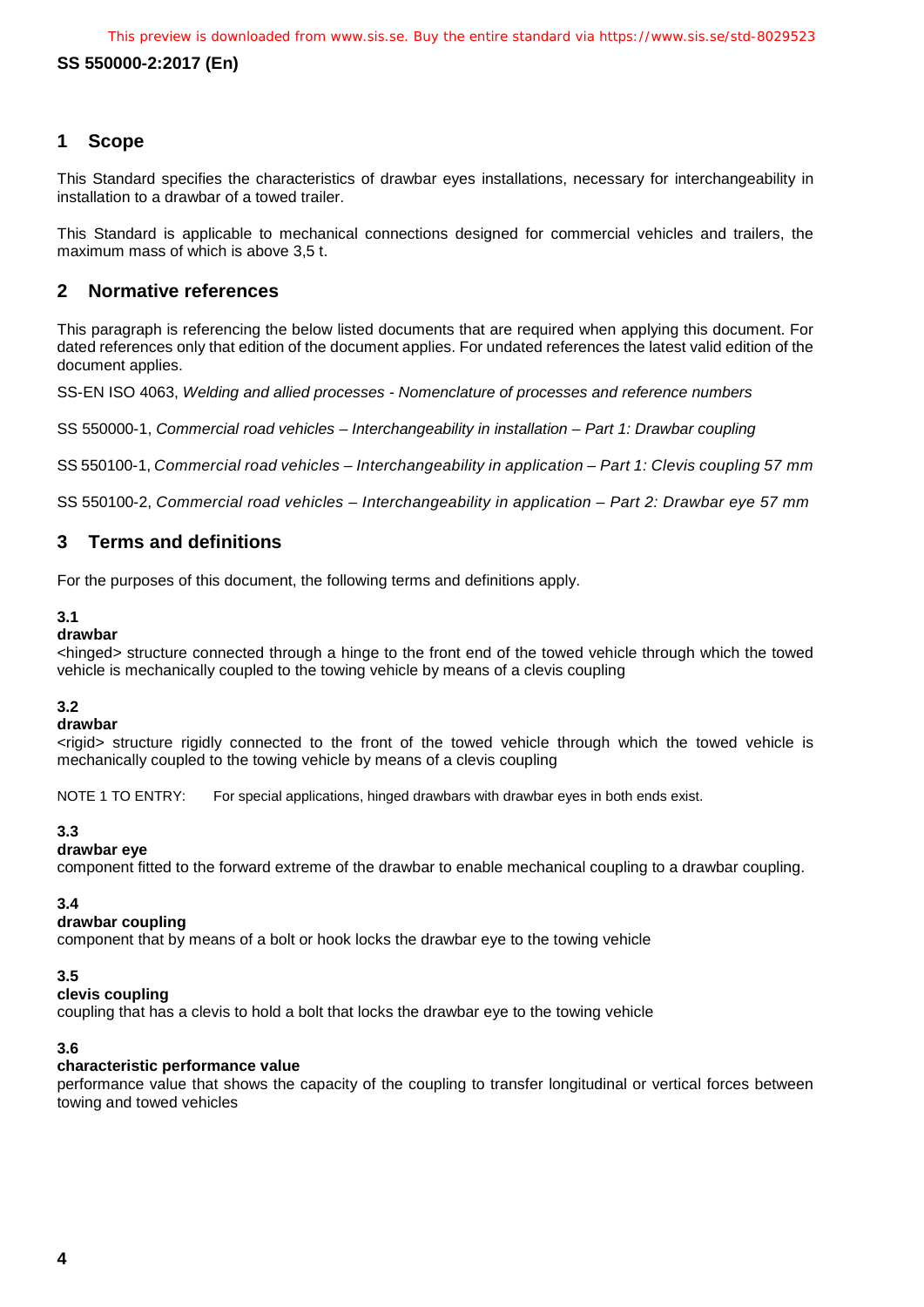## 1 Scope

This Standard specifies the characteristics of drawbar eyes installations, necessary for interchangeability in installation to a drawbar of a towed trailer.

This Standard is applicable to mechanical connections designed for commercial vehicles and trailers, the maximum mass of which is above 3,5 t.

## 2 Normative references

This paragraph is referencing the below listed documents that are required when applying this document. For dated references only that edition of the document applies. For undated references the latest valid edition of the document applies.

SS-EN ISO 4063, *Welding and allied processes - Nomenclature of processes and reference numbers*

SS 550000-1, *Commercial road vehicles – Interchangeability in installation – Part 1: Drawbar coupling*

SS 550100-1, *Commercial road vehicles – Interchangeability in application – Part 1: Clevis coupling 57 mm*

SS 550100-2, *Commercial road vehicles – Interchangeability in application – Part 2: Drawbar eye 57 mm*

## 3 Terms and definitions

For the purposes of this document, the following terms and definitions apply.

**3.1**
**drawbar**
<hinged> structure connected through a hinge to the front end of the towed vehicle through which the towed vehicle is mechanically coupled to the towing vehicle by means of a clevis coupling

**3.2**
**drawbar**
<rigid> structure rigidly connected to the front of the towed vehicle through which the towed vehicle is mechanically coupled to the towing vehicle by means of a clevis coupling

NOTE 1 TO ENTRY: For special applications, hinged drawbars with drawbar eyes in both ends exist.

**3.3**
**drawbar eye**
component fitted to the forward extreme of the drawbar to enable mechanical coupling to a drawbar coupling.

**3.4**
**drawbar coupling**
component that by means of a bolt or hook locks the drawbar eye to the towing vehicle

**3.5**
**clevis coupling**
coupling that has a clevis to hold a bolt that locks the drawbar eye to the towing vehicle

**3.6**
**characteristic performance value**
performance value that shows the capacity of the coupling to transfer longitudinal or vertical forces between towing and towed vehicles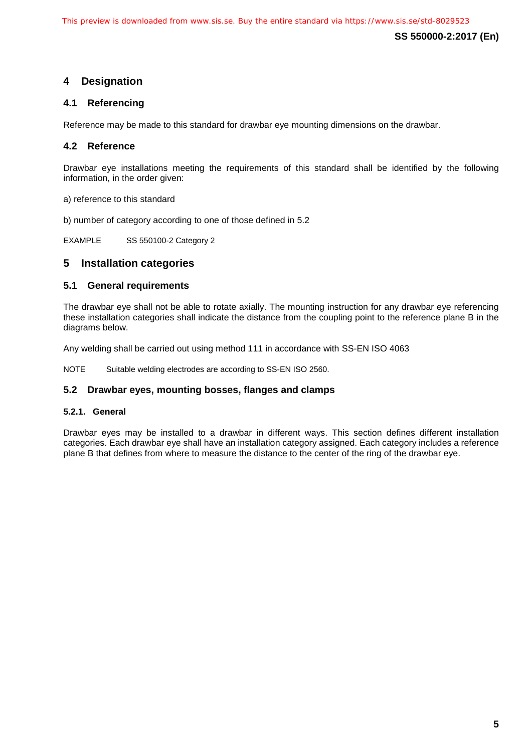## 4 Designation

### 4.1 Referencing

Reference may be made to this standard for drawbar eye mounting dimensions on the drawbar.

### 4.2 Reference

Drawbar eye installations meeting the requirements of this standard shall be identified by the following information, in the order given:

a) reference to this standard

b) number of category according to one of those defined in 5.2

EXAMPLE SS 550100-2 Category 2

## 5 Installation categories

### 5.1 General requirements

The drawbar eye shall not be able to rotate axially. The mounting instruction for any drawbar eye referencing these installation categories shall indicate the distance from the coupling point to the reference plane B in the diagrams below.

Any welding shall be carried out using method 111 in accordance with SS-EN ISO 4063

NOTE Suitable welding electrodes are according to SS-EN ISO 2560.

### 5.2 Drawbar eyes, mounting bosses, flanges and clamps

#### 5.2.1. General

Drawbar eyes may be installed to a drawbar in different ways. This section defines different installation categories. Each drawbar eye shall have an installation category assigned. Each category includes a reference plane B that defines from where to measure the distance to the center of the ring of the drawbar eye.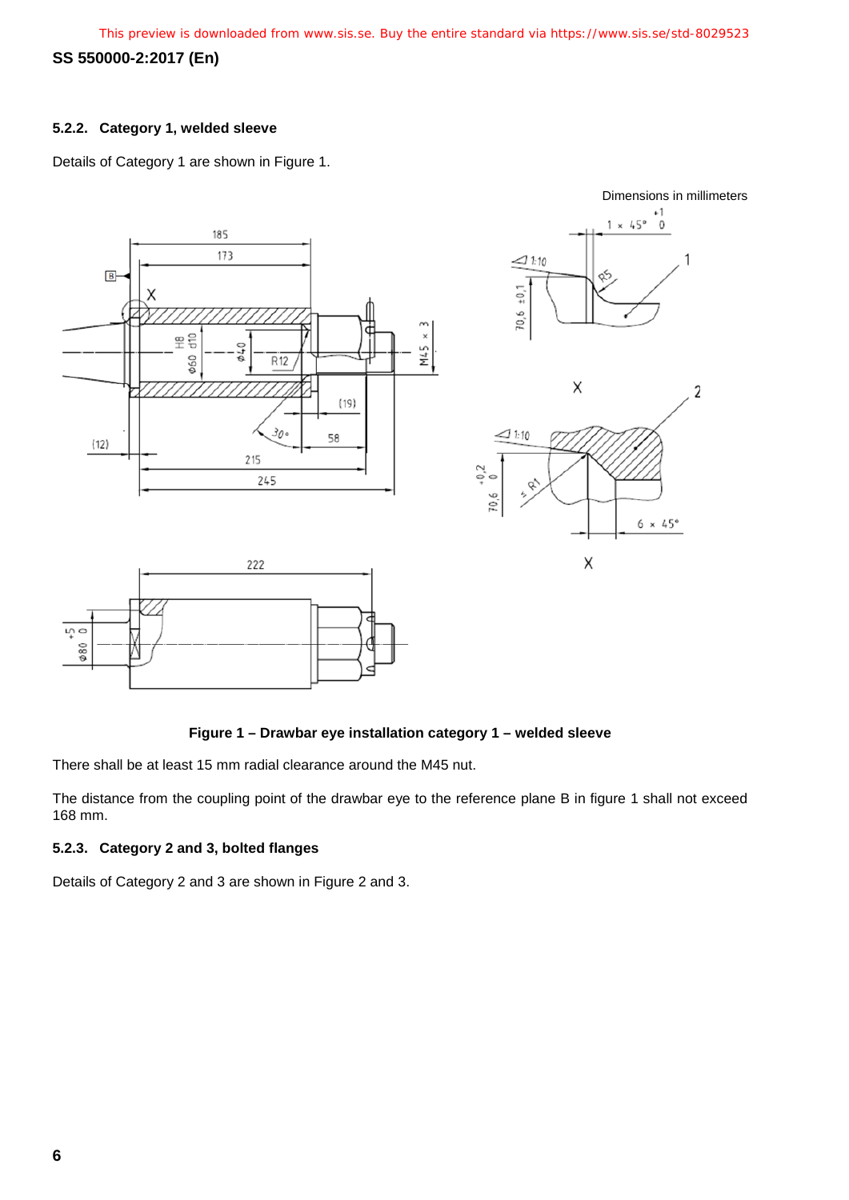### 5.2.2. Category 1, welded sleeve

Details of Category 1 are shown in Figure 1.

Dimensions in millimeters

185
173
B
X
H8
Ø60 d10
Ø40
R12
M45 × 3
(19)
30°
58
(12)
215
245
1 × 45° $^{+1}_{0}$
1:10
R5
1
70,6 ±0,1
X
2
1:10
$^{+0,2}_{0}$
70,6
≈ R1
6 × 45°
X
222
Ø80 $^{+5}_{0}$

**Figure 1 – Drawbar eye installation category 1 – welded sleeve**

There shall be at least 15 mm radial clearance around the M45 nut.

The distance from the coupling point of the drawbar eye to the reference plane B in figure 1 shall not exceed 168 mm.

### 5.2.3. Category 2 and 3, bolted flanges

Details of Category 2 and 3 are shown in Figure 2 and 3.